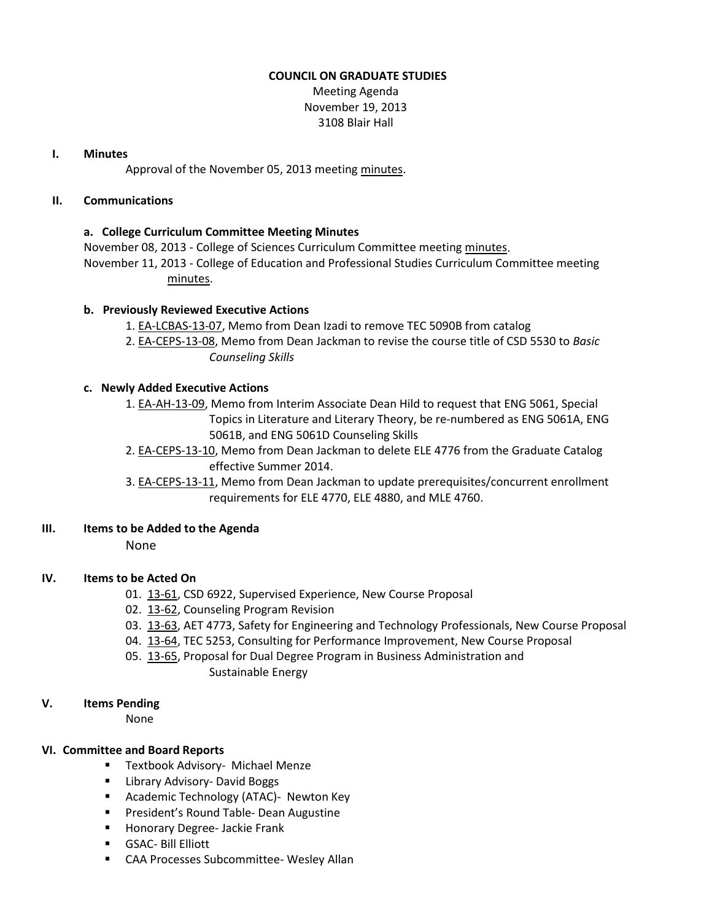# COUNCIL ON GRADUATE STUDIES

Meeting Agenda
November 19, 2013
3108 Blair Hall

## I. Minutes

Approval of the November 05, 2013 meeting minutes.

## II. Communications

### a. College Curriculum Committee Meeting Minutes

November 08, 2013 - College of Sciences Curriculum Committee meeting minutes.
November 11, 2013 - College of Education and Professional Studies Curriculum Committee meeting minutes.

### b. Previously Reviewed Executive Actions

1. EA-LCBAS-13-07, Memo from Dean Izadi to remove TEC 5090B from catalog
2. EA-CEPS-13-08, Memo from Dean Jackman to revise the course title of CSD 5530 to *Basic Counseling Skills*

### c. Newly Added Executive Actions

1. EA-AH-13-09, Memo from Interim Associate Dean Hild to request that ENG 5061, Special Topics in Literature and Literary Theory, be re-numbered as ENG 5061A, ENG 5061B, and ENG 5061D Counseling Skills
2. EA-CEPS-13-10, Memo from Dean Jackman to delete ELE 4776 from the Graduate Catalog effective Summer 2014.
3. EA-CEPS-13-11, Memo from Dean Jackman to update prerequisites/concurrent enrollment requirements for ELE 4770, ELE 4880, and MLE 4760.

## III. Items to be Added to the Agenda

None

## IV. Items to be Acted On

01. 13-61, CSD 6922, Supervised Experience, New Course Proposal
02. 13-62, Counseling Program Revision
03. 13-63, AET 4773, Safety for Engineering and Technology Professionals, New Course Proposal
04. 13-64, TEC 5253, Consulting for Performance Improvement, New Course Proposal
05. 13-65, Proposal for Dual Degree Program in Business Administration and Sustainable Energy

## V. Items Pending

None

## VI. Committee and Board Reports

- Textbook Advisory- Michael Menze
- Library Advisory- David Boggs
- Academic Technology (ATAC)- Newton Key
- President's Round Table- Dean Augustine
- Honorary Degree- Jackie Frank
- GSAC- Bill Elliott
- CAA Processes Subcommittee- Wesley Allan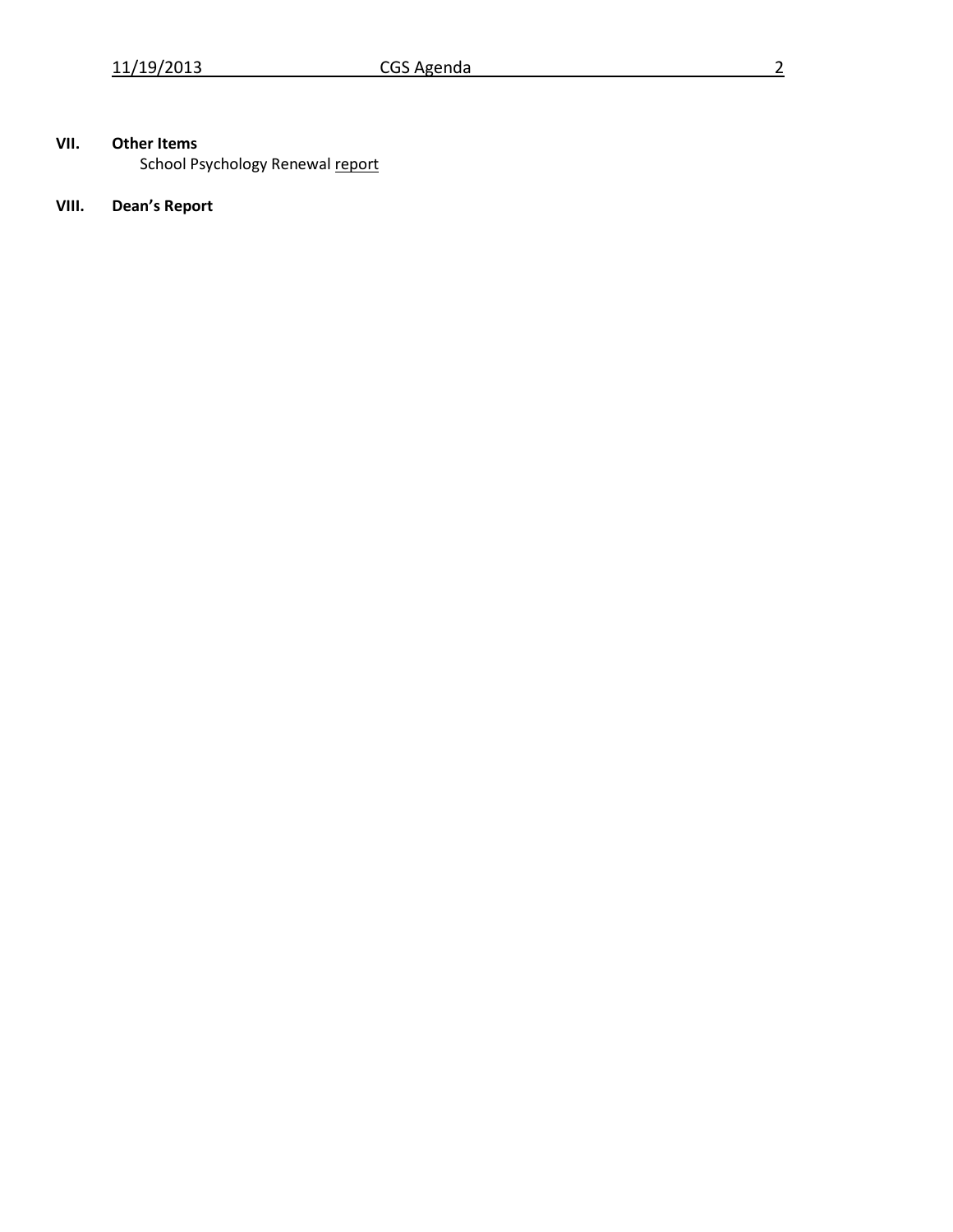**VII. Other Items**

School Psychology Renewal report

**VIII. Dean's Report**